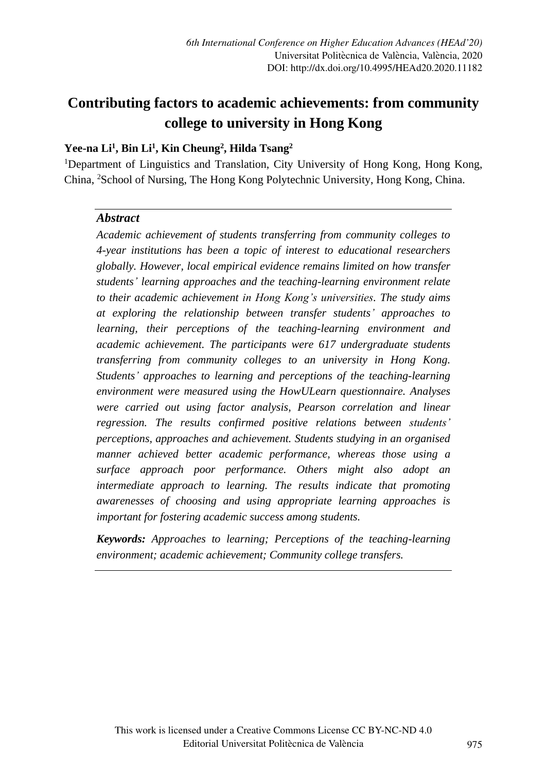# Contributing factors to academic achievements: from community college to university in Hong Kong

**Yee-na Li[1], Bin Li[1], Kin Cheung[2], Hilda Tsang[2]**

[1]Department of Linguistics and Translation, City University of Hong Kong, Hong Kong, China, [2]School of Nursing, The Hong Kong Polytechnic University, Hong Kong, China.

### *Abstract*

*Academic achievement of students transferring from community colleges to 4-year institutions has been a topic of interest to educational researchers globally. However, local empirical evidence remains limited on how transfer students' learning approaches and the teaching-learning environment relate to their academic achievement in Hong Kong's universities. The study aims at exploring the relationship between transfer students' approaches to learning, their perceptions of the teaching-learning environment and academic achievement. The participants were 617 undergraduate students transferring from community colleges to an university in Hong Kong. Students' approaches to learning and perceptions of the teaching-learning environment were measured using the HowULearn questionnaire. Analyses were carried out using factor analysis, Pearson correlation and linear regression. The results confirmed positive relations between students' perceptions, approaches and achievement. Students studying in an organised manner achieved better academic performance, whereas those using a surface approach poor performance. Others might also adopt an intermediate approach to learning. The results indicate that promoting awarenesses of choosing and using appropriate learning approaches is important for fostering academic success among students.*

***Keywords:*** *Approaches to learning; Perceptions of the teaching-learning environment; academic achievement; Community college transfers.*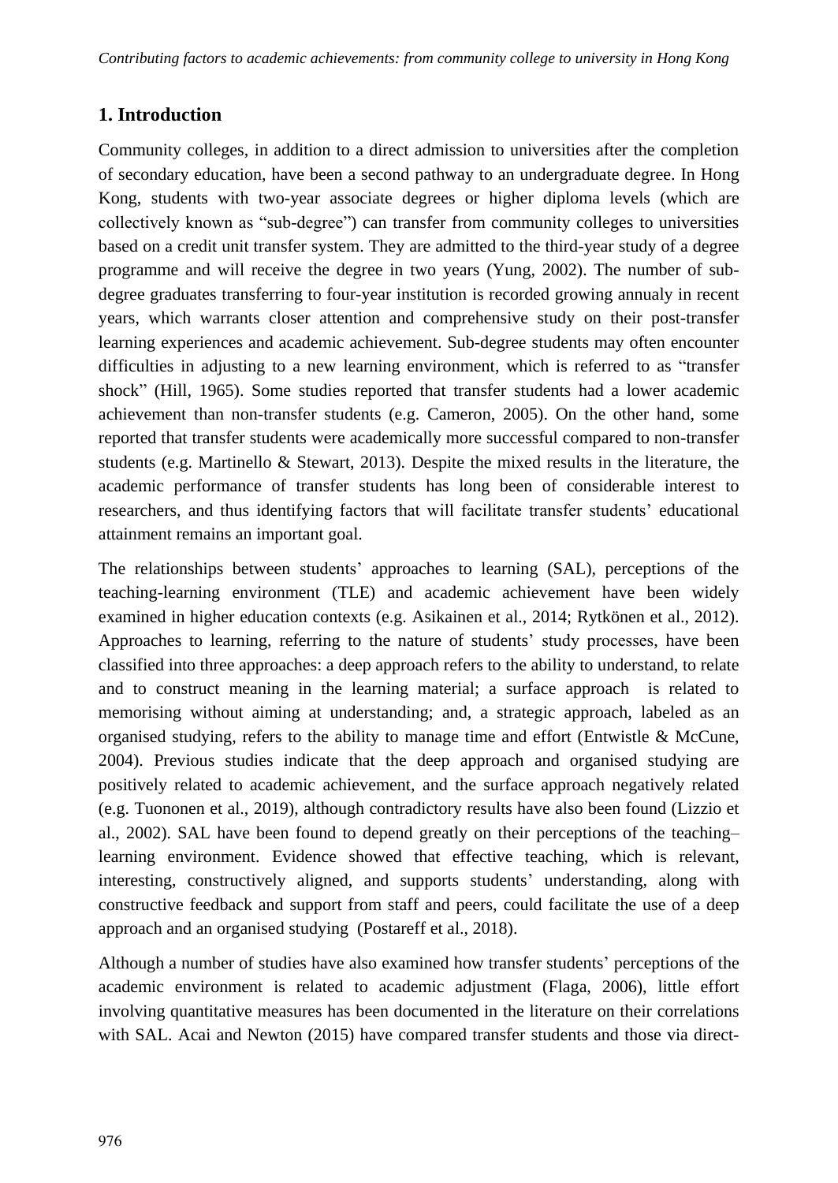## 1. Introduction

Community colleges, in addition to a direct admission to universities after the completion of secondary education, have been a second pathway to an undergraduate degree. In Hong Kong, students with two-year associate degrees or higher diploma levels (which are collectively known as "sub-degree") can transfer from community colleges to universities based on a credit unit transfer system. They are admitted to the third-year study of a degree programme and will receive the degree in two years (Yung, 2002). The number of sub-degree graduates transferring to four-year institution is recorded growing annualy in recent years, which warrants closer attention and comprehensive study on their post-transfer learning experiences and academic achievement. Sub-degree students may often encounter difficulties in adjusting to a new learning environment, which is referred to as "transfer shock" (Hill, 1965). Some studies reported that transfer students had a lower academic achievement than non-transfer students (e.g. Cameron, 2005). On the other hand, some reported that transfer students were academically more successful compared to non-transfer students (e.g. Martinello & Stewart, 2013). Despite the mixed results in the literature, the academic performance of transfer students has long been of considerable interest to researchers, and thus identifying factors that will facilitate transfer students' educational attainment remains an important goal.

The relationships between students' approaches to learning (SAL), perceptions of the teaching-learning environment (TLE) and academic achievement have been widely examined in higher education contexts (e.g. Asikainen et al., 2014; Rytkönen et al., 2012). Approaches to learning, referring to the nature of students' study processes, have been classified into three approaches: a deep approach refers to the ability to understand, to relate and to construct meaning in the learning material; a surface approach is related to memorising without aiming at understanding; and, a strategic approach, labeled as an organised studying, refers to the ability to manage time and effort (Entwistle & McCune, 2004). Previous studies indicate that the deep approach and organised studying are positively related to academic achievement, and the surface approach negatively related (e.g. Tuononen et al., 2019), although contradictory results have also been found (Lizzio et al., 2002). SAL have been found to depend greatly on their perceptions of the teaching–learning environment. Evidence showed that effective teaching, which is relevant, interesting, constructively aligned, and supports students' understanding, along with constructive feedback and support from staff and peers, could facilitate the use of a deep approach and an organised studying (Postareff et al., 2018).

Although a number of studies have also examined how transfer students' perceptions of the academic environment is related to academic adjustment (Flaga, 2006), little effort involving quantitative measures has been documented in the literature on their correlations with SAL. Acai and Newton (2015) have compared transfer students and those via direct-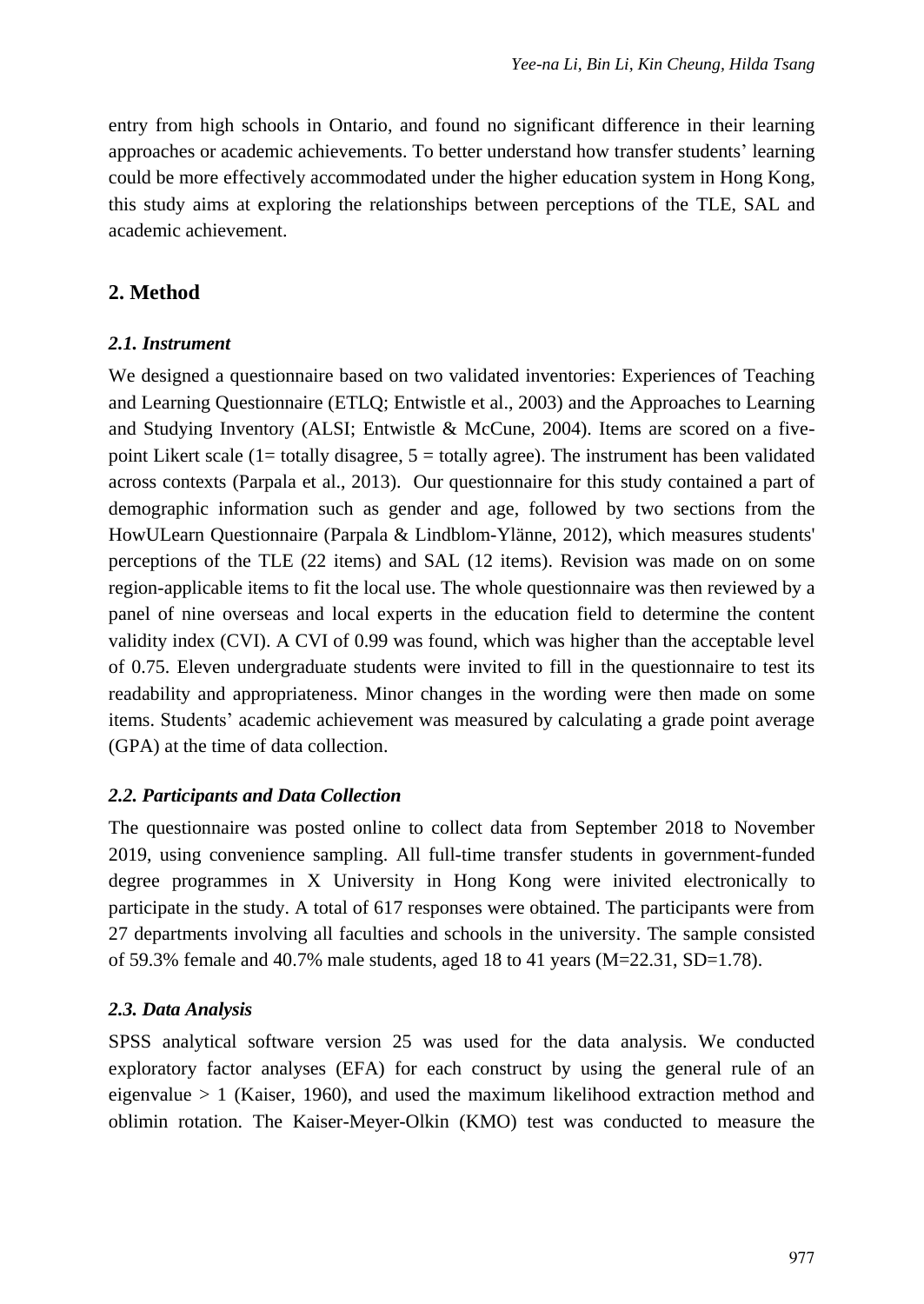entry from high schools in Ontario, and found no significant difference in their learning approaches or academic achievements. To better understand how transfer students' learning could be more effectively accommodated under the higher education system in Hong Kong, this study aims at exploring the relationships between perceptions of the TLE, SAL and academic achievement.

## 2. Method

### *2.1. Instrument*

We designed a questionnaire based on two validated inventories: Experiences of Teaching and Learning Questionnaire (ETLQ; Entwistle et al., 2003) and the Approaches to Learning and Studying Inventory (ALSI; Entwistle & McCune, 2004). Items are scored on a five-point Likert scale (1= totally disagree, 5 = totally agree). The instrument has been validated across contexts (Parpala et al., 2013). Our questionnaire for this study contained a part of demographic information such as gender and age, followed by two sections from the HowULearn Questionnaire (Parpala & Lindblom-Ylänne, 2012), which measures students' perceptions of the TLE (22 items) and SAL (12 items). Revision was made on on some region-applicable items to fit the local use. The whole questionnaire was then reviewed by a panel of nine overseas and local experts in the education field to determine the content validity index (CVI). A CVI of 0.99 was found, which was higher than the acceptable level of 0.75. Eleven undergraduate students were invited to fill in the questionnaire to test its readability and appropriateness. Minor changes in the wording were then made on some items. Students' academic achievement was measured by calculating a grade point average (GPA) at the time of data collection.

### *2.2. Participants and Data Collection*

The questionnaire was posted online to collect data from September 2018 to November 2019, using convenience sampling. All full-time transfer students in government-funded degree programmes in X University in Hong Kong were inivited electronically to participate in the study. A total of 617 responses were obtained. The participants were from 27 departments involving all faculties and schools in the university. The sample consisted of 59.3% female and 40.7% male students, aged 18 to 41 years (M=22.31, SD=1.78).

### *2.3. Data Analysis*

SPSS analytical software version 25 was used for the data analysis. We conducted exploratory factor analyses (EFA) for each construct by using the general rule of an eigenvalue > 1 (Kaiser, 1960), and used the maximum likelihood extraction method and oblimin rotation. The Kaiser-Meyer-Olkin (KMO) test was conducted to measure the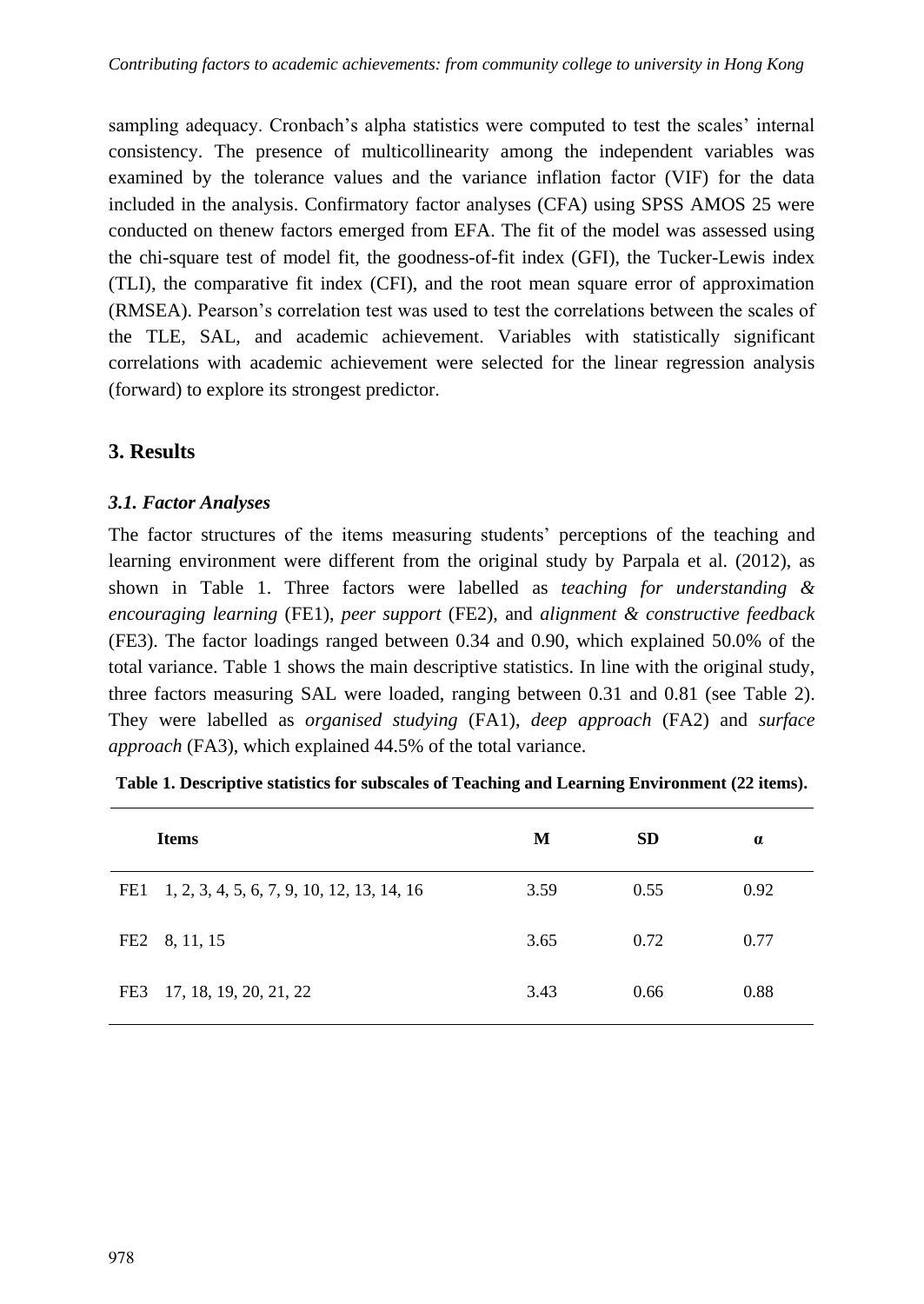sampling adequacy. Cronbach's alpha statistics were computed to test the scales' internal consistency. The presence of multicollinearity among the independent variables was examined by the tolerance values and the variance inflation factor (VIF) for the data included in the analysis. Confirmatory factor analyses (CFA) using SPSS AMOS 25 were conducted on thenew factors emerged from EFA. The fit of the model was assessed using the chi-square test of model fit, the goodness-of-fit index (GFI), the Tucker-Lewis index (TLI), the comparative fit index (CFI), and the root mean square error of approximation (RMSEA). Pearson's correlation test was used to test the correlations between the scales of the TLE, SAL, and academic achievement. Variables with statistically significant correlations with academic achievement were selected for the linear regression analysis (forward) to explore its strongest predictor.

## 3. Results

### *3.1. Factor Analyses*

The factor structures of the items measuring students' perceptions of the teaching and learning environment were different from the original study by Parpala et al. (2012), as shown in Table 1. Three factors were labelled as *teaching for understanding & encouraging learning* (FE1), *peer support* (FE2), and *alignment & constructive feedback* (FE3). The factor loadings ranged between 0.34 and 0.90, which explained 50.0% of the total variance. Table 1 shows the main descriptive statistics. In line with the original study, three factors measuring SAL were loaded, ranging between 0.31 and 0.81 (see Table 2). They were labelled as *organised studying* (FA1), *deep approach* (FA2) and *surface approach* (FA3), which explained 44.5% of the total variance.

**Table 1. Descriptive statistics for subscales of Teaching and Learning Environment (22 items).**

| | Items | M | SD | α |
|---|---|---|---|---|
| FE1 | 1, 2, 3, 4, 5, 6, 7, 9, 10, 12, 13, 14, 16 | 3.59 | 0.55 | 0.92 |
| FE2 | 8, 11, 15 | 3.65 | 0.72 | 0.77 |
| FE3 | 17, 18, 19, 20, 21, 22 | 3.43 | 0.66 | 0.88 |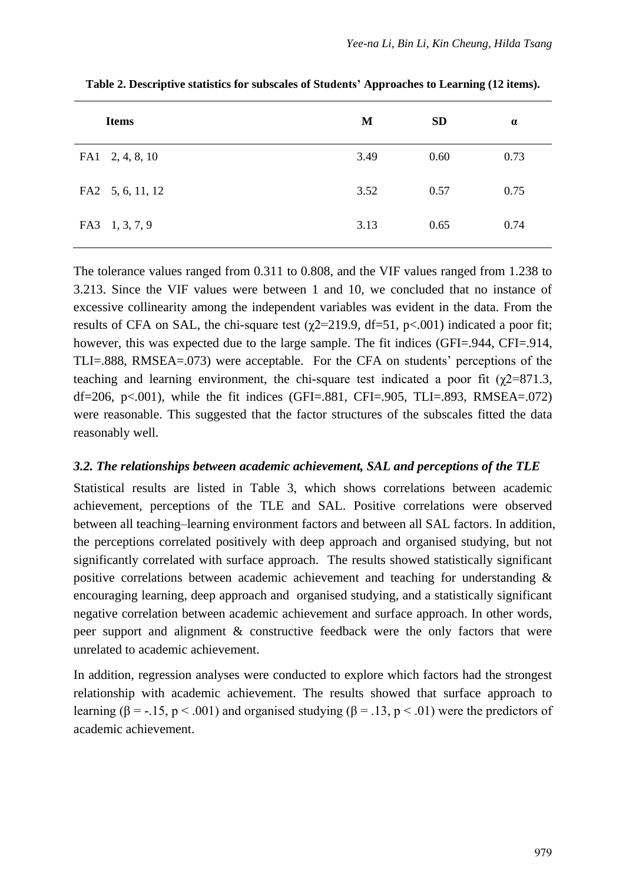**Table 2. Descriptive statistics for subscales of Students' Approaches to Learning (12 items).**

| Items | M | SD | α |
|---|---|---|---|
| FA1 2, 4, 8, 10 | 3.49 | 0.60 | 0.73 |
| FA2 5, 6, 11, 12 | 3.52 | 0.57 | 0.75 |
| FA3 1, 3, 7, 9 | 3.13 | 0.65 | 0.74 |

The tolerance values ranged from 0.311 to 0.808, and the VIF values ranged from 1.238 to 3.213. Since the VIF values were between 1 and 10, we concluded that no instance of excessive collinearity among the independent variables was evident in the data. From the results of CFA on SAL, the chi-square test ($\chi^2$=219.9, df=51, p<.001) indicated a poor fit; however, this was expected due to the large sample. The fit indices (GFI=.944, CFI=.914, TLI=.888, RMSEA=.073) were acceptable. For the CFA on students' perceptions of the teaching and learning environment, the chi-square test indicated a poor fit ($\chi^2$=871.3, df=206, p<.001), while the fit indices (GFI=.881, CFI=.905, TLI=.893, RMSEA=.072) were reasonable. This suggested that the factor structures of the subscales fitted the data reasonably well.

### *3.2. The relationships between academic achievement, SAL and perceptions of the TLE*

Statistical results are listed in Table 3, which shows correlations between academic achievement, perceptions of the TLE and SAL. Positive correlations were observed between all teaching–learning environment factors and between all SAL factors. In addition, the perceptions correlated positively with deep approach and organised studying, but not significantly correlated with surface approach. The results showed statistically significant positive correlations between academic achievement and teaching for understanding & encouraging learning, deep approach and organised studying, and a statistically significant negative correlation between academic achievement and surface approach. In other words, peer support and alignment & constructive feedback were the only factors that were unrelated to academic achievement.

In addition, regression analyses were conducted to explore which factors had the strongest relationship with academic achievement. The results showed that surface approach to learning ($\beta$ = -.15, $p < .001$) and organised studying ($\beta$ = .13, $p < .01$) were the predictors of academic achievement.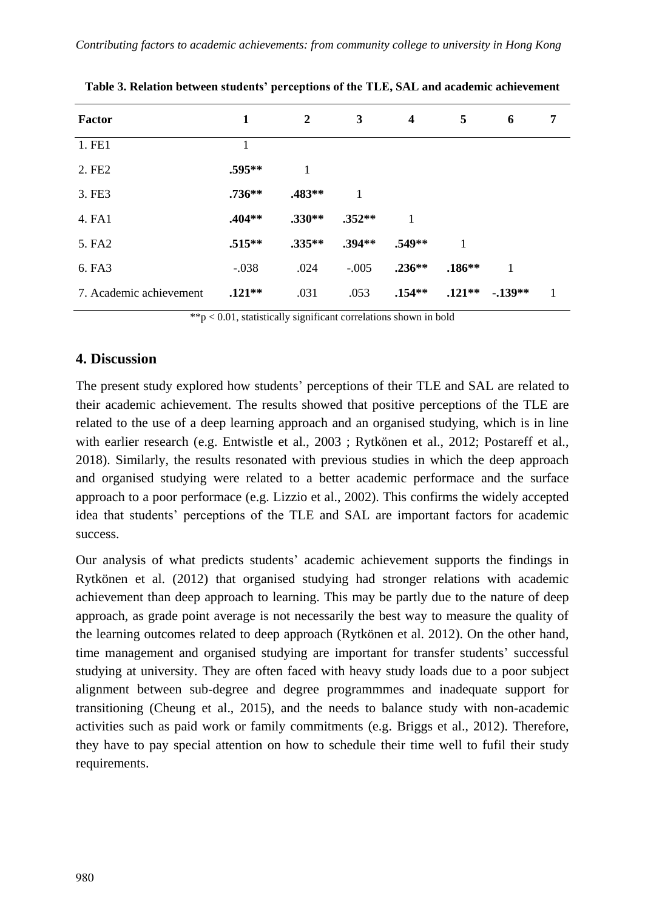**Table 3. Relation between students' perceptions of the TLE, SAL and academic achievement**

| Factor | 1 | 2 | 3 | 4 | 5 | 6 | 7 |
|---|---|---|---|---|---|---|---|
| 1. FE1 | 1 | | | | | | |
| 2. FE2 | **.595**** | 1 | | | | | |
| 3. FE3 | **.736**** | **.483**** | 1 | | | | |
| 4. FA1 | **.404**** | **.330**** | **.352**** | 1 | | | |
| 5. FA2 | **.515**** | **.335**** | **.394**** | **.549**** | 1 | | |
| 6. FA3 | -.038 | .024 | -.005 | **.236**** | **.186**** | 1 | |
| 7. Academic achievement | **.121**** | .031 | .053 | **.154**** | **.121**** | **-.139**** | 1 |

**p < 0.01, statistically significant correlations shown in bold

## 4. Discussion

The present study explored how students' perceptions of their TLE and SAL are related to their academic achievement. The results showed that positive perceptions of the TLE are related to the use of a deep learning approach and an organised studying, which is in line with earlier research (e.g. Entwistle et al., 2003 ; Rytkönen et al., 2012; Postareff et al., 2018). Similarly, the results resonated with previous studies in which the deep approach and organised studying were related to a better academic performace and the surface approach to a poor performace (e.g. Lizzio et al., 2002). This confirms the widely accepted idea that students' perceptions of the TLE and SAL are important factors for academic success.

Our analysis of what predicts students' academic achievement supports the findings in Rytkönen et al. (2012) that organised studying had stronger relations with academic achievement than deep approach to learning. This may be partly due to the nature of deep approach, as grade point average is not necessarily the best way to measure the quality of the learning outcomes related to deep approach (Rytkönen et al. 2012). On the other hand, time management and organised studying are important for transfer students' successful studying at university. They are often faced with heavy study loads due to a poor subject alignment between sub-degree and degree programmmes and inadequate support for transitioning (Cheung et al., 2015), and the needs to balance study with non-academic activities such as paid work or family commitments (e.g. Briggs et al., 2012). Therefore, they have to pay special attention on how to schedule their time well to fufil their study requirements.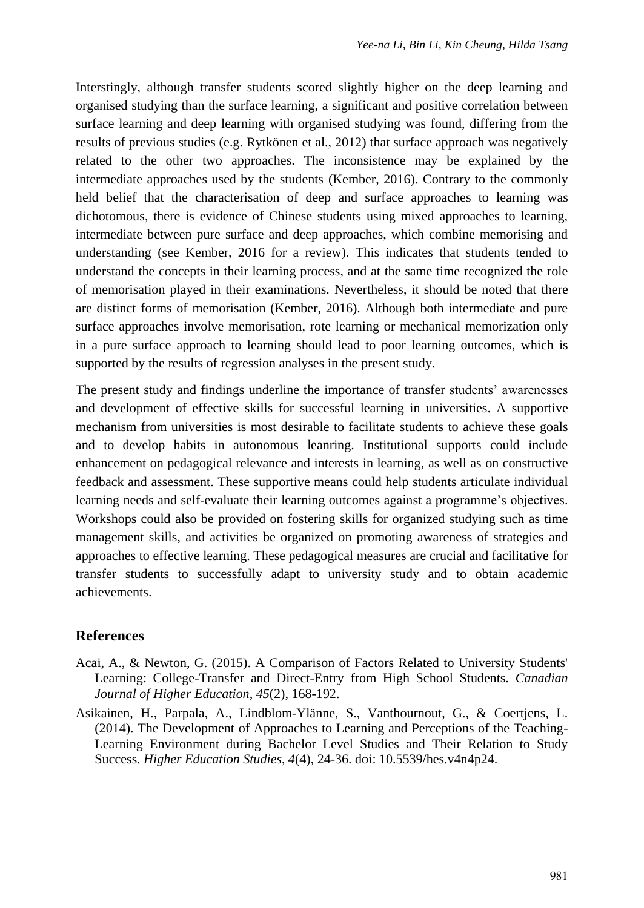Interstingly, although transfer students scored slightly higher on the deep learning and organised studying than the surface learning, a significant and positive correlation between surface learning and deep learning with organised studying was found, differing from the results of previous studies (e.g. Rytkönen et al., 2012) that surface approach was negatively related to the other two approaches. The inconsistence may be explained by the intermediate approaches used by the students (Kember, 2016). Contrary to the commonly held belief that the characterisation of deep and surface approaches to learning was dichotomous, there is evidence of Chinese students using mixed approaches to learning, intermediate between pure surface and deep approaches, which combine memorising and understanding (see Kember, 2016 for a review). This indicates that students tended to understand the concepts in their learning process, and at the same time recognized the role of memorisation played in their examinations. Nevertheless, it should be noted that there are distinct forms of memorisation (Kember, 2016). Although both intermediate and pure surface approaches involve memorisation, rote learning or mechanical memorization only in a pure surface approach to learning should lead to poor learning outcomes, which is supported by the results of regression analyses in the present study.

The present study and findings underline the importance of transfer students' awarenesses and development of effective skills for successful learning in universities. A supportive mechanism from universities is most desirable to facilitate students to achieve these goals and to develop habits in autonomous leanring. Institutional supports could include enhancement on pedagogical relevance and interests in learning, as well as on constructive feedback and assessment. These supportive means could help students articulate individual learning needs and self-evaluate their learning outcomes against a programme's objectives. Workshops could also be provided on fostering skills for organized studying such as time management skills, and activities be organized on promoting awareness of strategies and approaches to effective learning. These pedagogical measures are crucial and facilitative for transfer students to successfully adapt to university study and to obtain academic achievements.

## References

Acai, A., & Newton, G. (2015). A Comparison of Factors Related to University Students' Learning: College-Transfer and Direct-Entry from High School Students. *Canadian Journal of Higher Education*, *45*(2), 168-192.

Asikainen, H., Parpala, A., Lindblom-Ylänne, S., Vanthournout, G., & Coertjens, L. (2014). The Development of Approaches to Learning and Perceptions of the Teaching-Learning Environment during Bachelor Level Studies and Their Relation to Study Success. *Higher Education Studies*, *4*(4), 24-36. doi: 10.5539/hes.v4n4p24.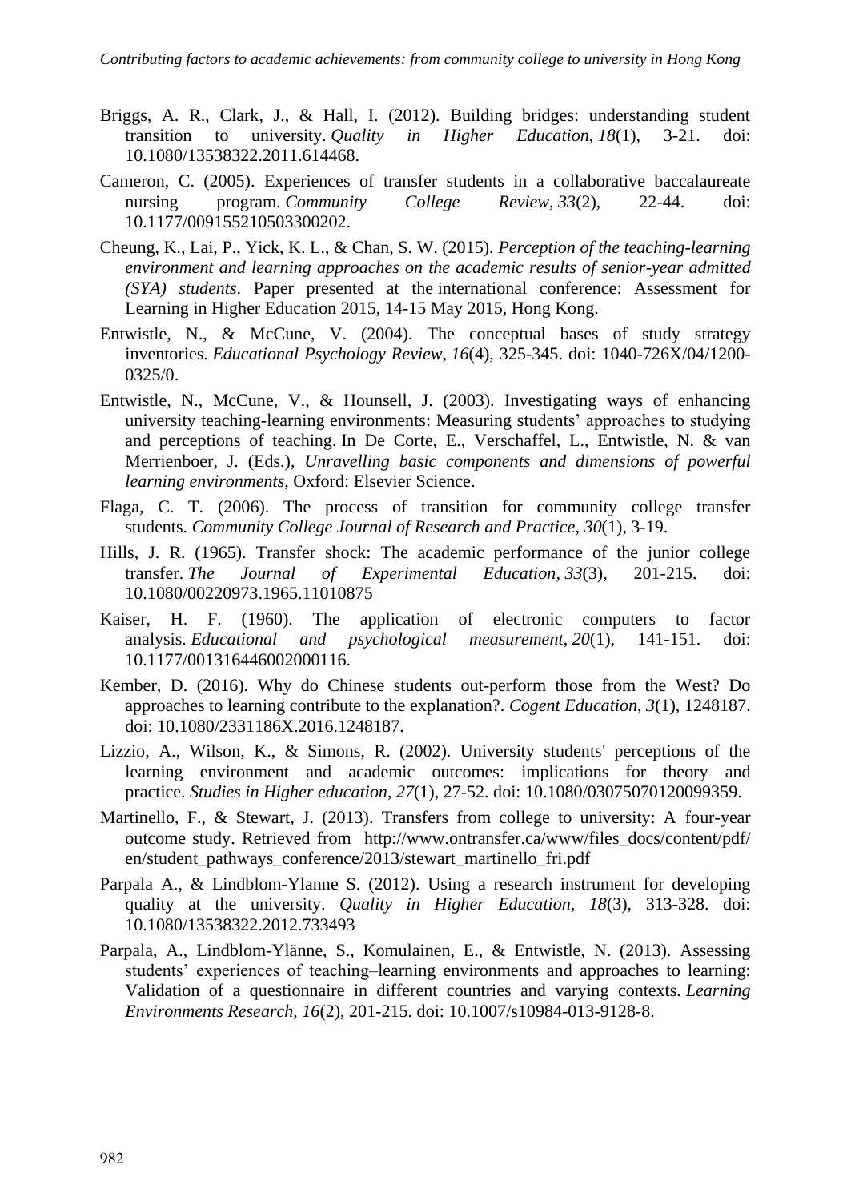Briggs, A. R., Clark, J., & Hall, I. (2012). Building bridges: understanding student transition to university. *Quality in Higher Education*, *18*(1), 3-21. doi: 10.1080/13538322.2011.614468.

Cameron, C. (2005). Experiences of transfer students in a collaborative baccalaureate nursing program. *Community College Review*, *33*(2), 22-44. doi: 10.1177/009155210503300202.

Cheung, K., Lai, P., Yick, K. L., & Chan, S. W. (2015). *Perception of the teaching-learning environment and learning approaches on the academic results of senior-year admitted (SYA) students*. Paper presented at the international conference: Assessment for Learning in Higher Education 2015, 14-15 May 2015, Hong Kong.

Entwistle, N., & McCune, V. (2004). The conceptual bases of study strategy inventories. *Educational Psychology Review*, *16*(4), 325-345. doi: 1040-726X/04/1200-0325/0.

Entwistle, N., McCune, V., & Hounsell, J. (2003). Investigating ways of enhancing university teaching-learning environments: Measuring students' approaches to studying and perceptions of teaching. In De Corte, E., Verschaffel, L., Entwistle, N. & van Merrienboer, J. (Eds.), *Unravelling basic components and dimensions of powerful learning environments*, Oxford: Elsevier Science.

Flaga, C. T. (2006). The process of transition for community college transfer students. *Community College Journal of Research and Practice*, *30*(1), 3-19.

Hills, J. R. (1965). Transfer shock: The academic performance of the junior college transfer. *The Journal of Experimental Education*, *33*(3), 201-215. doi: 10.1080/00220973.1965.11010875

Kaiser, H. F. (1960). The application of electronic computers to factor analysis. *Educational and psychological measurement*, *20*(1), 141-151. doi: 10.1177/001316446002000116.

Kember, D. (2016). Why do Chinese students out-perform those from the West? Do approaches to learning contribute to the explanation?. *Cogent Education*, *3*(1), 1248187. doi: 10.1080/2331186X.2016.1248187.

Lizzio, A., Wilson, K., & Simons, R. (2002). University students' perceptions of the learning environment and academic outcomes: implications for theory and practice. *Studies in Higher education*, *27*(1), 27-52. doi: 10.1080/03075070120099359.

Martinello, F., & Stewart, J. (2013). Transfers from college to university: A four-year outcome study. Retrieved from http://www.ontransfer.ca/www/files_docs/content/pdf/en/student_pathways_conference/2013/stewart_martinello_fri.pdf

Parpala A., & Lindblom-Ylanne S. (2012). Using a research instrument for developing quality at the university. *Quality in Higher Education*, *18*(3), 313-328. doi: 10.1080/13538322.2012.733493

Parpala, A., Lindblom-Ylänne, S., Komulainen, E., & Entwistle, N. (2013). Assessing students' experiences of teaching–learning environments and approaches to learning: Validation of a questionnaire in different countries and varying contexts. *Learning Environments Research*, *16*(2), 201-215. doi: 10.1007/s10984-013-9128-8.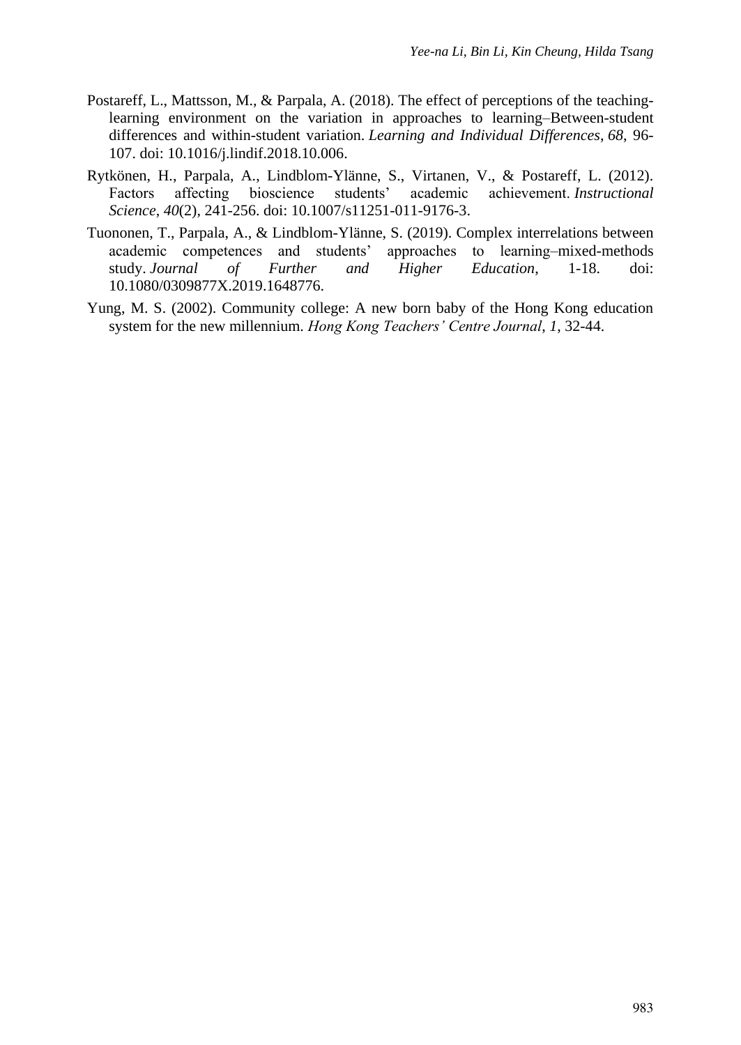Postareff, L., Mattsson, M., & Parpala, A. (2018). The effect of perceptions of the teaching-learning environment on the variation in approaches to learning–Between-student differences and within-student variation. *Learning and Individual Differences*, *68*, 96-107. doi: 10.1016/j.lindif.2018.10.006.

Rytkönen, H., Parpala, A., Lindblom-Ylänne, S., Virtanen, V., & Postareff, L. (2012). Factors affecting bioscience students' academic achievement. *Instructional Science*, *40*(2), 241-256. doi: 10.1007/s11251-011-9176-3.

Tuononen, T., Parpala, A., & Lindblom-Ylänne, S. (2019). Complex interrelations between academic competences and students' approaches to learning–mixed-methods study. *Journal of Further and Higher Education*, 1-18. doi: 10.1080/0309877X.2019.1648776.

Yung, M. S. (2002). Community college: A new born baby of the Hong Kong education system for the new millennium. *Hong Kong Teachers' Centre Journal*, *1*, 32-44.